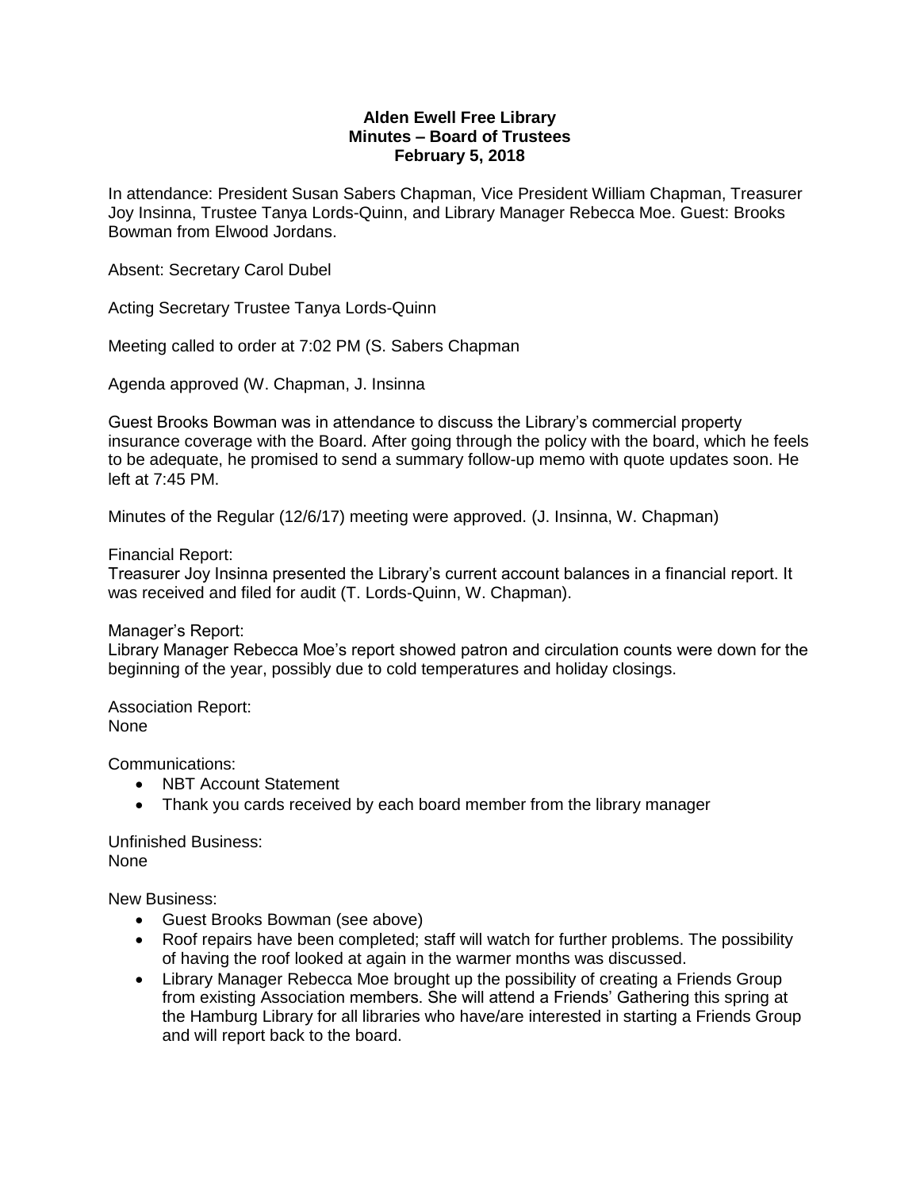**Alden Ewell Free Library**
**Minutes – Board of Trustees**
**February 5, 2018**

In attendance: President Susan Sabers Chapman, Vice President William Chapman, Treasurer Joy Insinna, Trustee Tanya Lords-Quinn, and Library Manager Rebecca Moe. Guest: Brooks Bowman from Elwood Jordans.

Absent: Secretary Carol Dubel

Acting Secretary Trustee Tanya Lords-Quinn

Meeting called to order at 7:02 PM (S. Sabers Chapman

Agenda approved (W. Chapman, J. Insinna

Guest Brooks Bowman was in attendance to discuss the Library's commercial property insurance coverage with the Board. After going through the policy with the board, which he feels to be adequate, he promised to send a summary follow-up memo with quote updates soon. He left at 7:45 PM.

Minutes of the Regular (12/6/17) meeting were approved. (J. Insinna, W. Chapman)

Financial Report:
Treasurer Joy Insinna presented the Library's current account balances in a financial report. It was received and filed for audit (T. Lords-Quinn, W. Chapman).

Manager's Report:
Library Manager Rebecca Moe's report showed patron and circulation counts were down for the beginning of the year, possibly due to cold temperatures and holiday closings.

Association Report:
None

Communications:

- NBT Account Statement
- Thank you cards received by each board member from the library manager

Unfinished Business:
None

New Business:

- Guest Brooks Bowman (see above)
- Roof repairs have been completed; staff will watch for further problems. The possibility of having the roof looked at again in the warmer months was discussed.
- Library Manager Rebecca Moe brought up the possibility of creating a Friends Group from existing Association members. She will attend a Friends' Gathering this spring at the Hamburg Library for all libraries who have/are interested in starting a Friends Group and will report back to the board.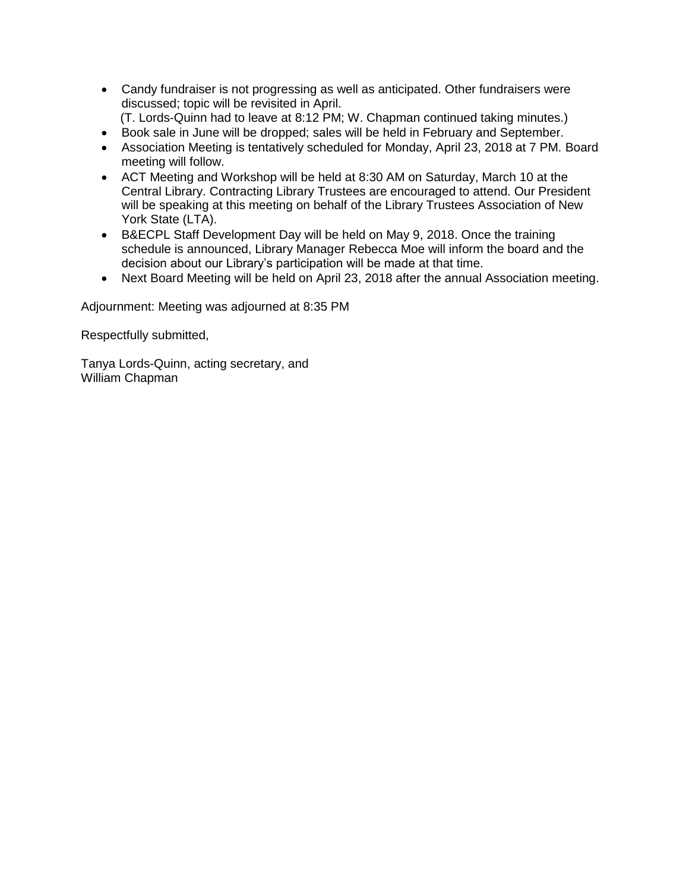- Candy fundraiser is not progressing as well as anticipated. Other fundraisers were discussed; topic will be revisited in April.
  (T. Lords-Quinn had to leave at 8:12 PM; W. Chapman continued taking minutes.)
- Book sale in June will be dropped; sales will be held in February and September.
- Association Meeting is tentatively scheduled for Monday, April 23, 2018 at 7 PM. Board meeting will follow.
- ACT Meeting and Workshop will be held at 8:30 AM on Saturday, March 10 at the Central Library. Contracting Library Trustees are encouraged to attend. Our President will be speaking at this meeting on behalf of the Library Trustees Association of New York State (LTA).
- B&ECPL Staff Development Day will be held on May 9, 2018. Once the training schedule is announced, Library Manager Rebecca Moe will inform the board and the decision about our Library's participation will be made at that time.
- Next Board Meeting will be held on April 23, 2018 after the annual Association meeting.

Adjournment: Meeting was adjourned at 8:35 PM

Respectfully submitted,

Tanya Lords-Quinn, acting secretary, and
William Chapman